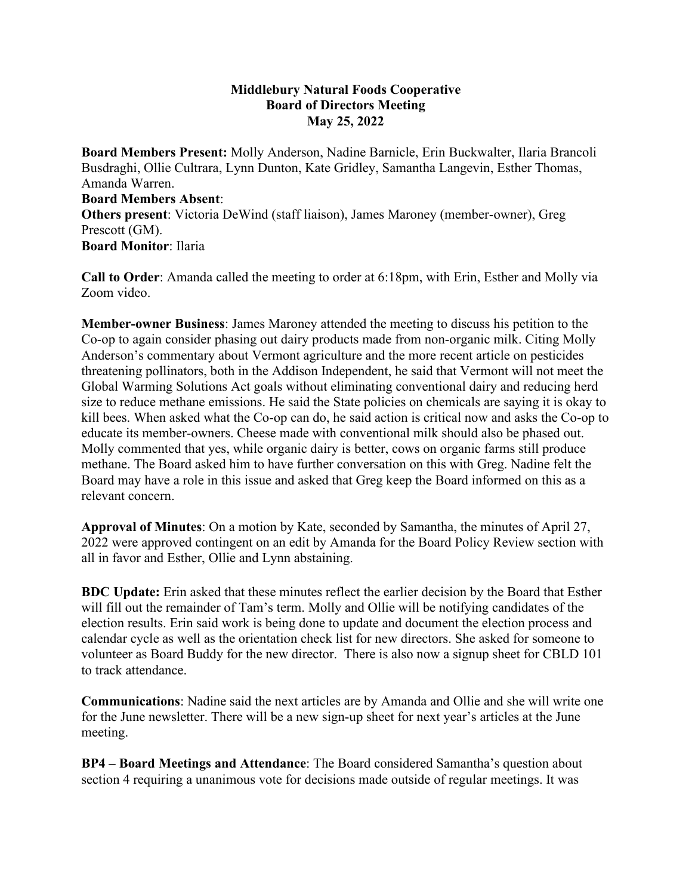**Middlebury Natural Foods Cooperative**
**Board of Directors Meeting**
**May 25, 2022**

**Board Members Present:** Molly Anderson, Nadine Barnicle, Erin Buckwalter, Ilaria Brancoli Busdraghi, Ollie Cultrara, Lynn Dunton, Kate Gridley, Samantha Langevin, Esther Thomas, Amanda Warren.
**Board Members Absent**:
**Others present**: Victoria DeWind (staff liaison), James Maroney (member-owner), Greg Prescott (GM).
**Board Monitor**: Ilaria

**Call to Order**: Amanda called the meeting to order at 6:18pm, with Erin, Esther and Molly via Zoom video.

**Member-owner Business**: James Maroney attended the meeting to discuss his petition to the Co-op to again consider phasing out dairy products made from non-organic milk. Citing Molly Anderson's commentary about Vermont agriculture and the more recent article on pesticides threatening pollinators, both in the Addison Independent, he said that Vermont will not meet the Global Warming Solutions Act goals without eliminating conventional dairy and reducing herd size to reduce methane emissions. He said the State policies on chemicals are saying it is okay to kill bees. When asked what the Co-op can do, he said action is critical now and asks the Co-op to educate its member-owners. Cheese made with conventional milk should also be phased out. Molly commented that yes, while organic dairy is better, cows on organic farms still produce methane. The Board asked him to have further conversation on this with Greg. Nadine felt the Board may have a role in this issue and asked that Greg keep the Board informed on this as a relevant concern.

**Approval of Minutes**: On a motion by Kate, seconded by Samantha, the minutes of April 27, 2022 were approved contingent on an edit by Amanda for the Board Policy Review section with all in favor and Esther, Ollie and Lynn abstaining.

**BDC Update:** Erin asked that these minutes reflect the earlier decision by the Board that Esther will fill out the remainder of Tam's term. Molly and Ollie will be notifying candidates of the election results. Erin said work is being done to update and document the election process and calendar cycle as well as the orientation check list for new directors. She asked for someone to volunteer as Board Buddy for the new director. There is also now a signup sheet for CBLD 101 to track attendance.

**Communications**: Nadine said the next articles are by Amanda and Ollie and she will write one for the June newsletter. There will be a new sign-up sheet for next year's articles at the June meeting.

**BP4 – Board Meetings and Attendance**: The Board considered Samantha's question about section 4 requiring a unanimous vote for decisions made outside of regular meetings. It was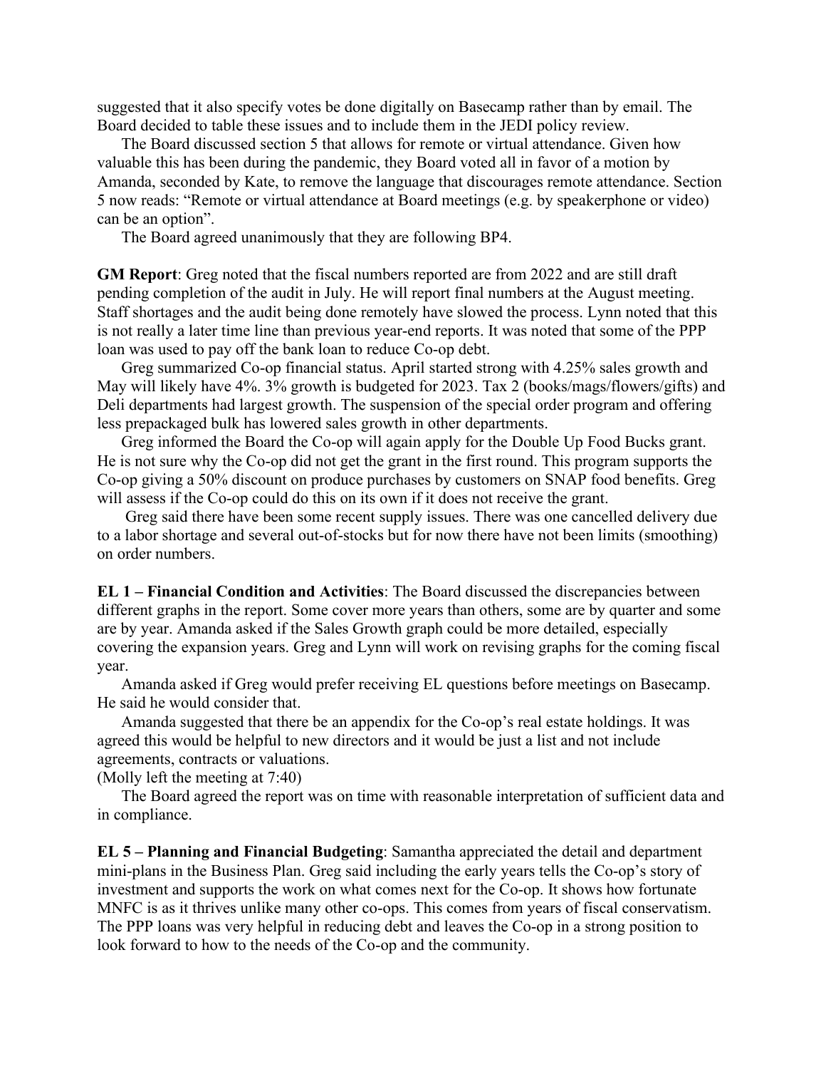suggested that it also specify votes be done digitally on Basecamp rather than by email. The Board decided to table these issues and to include them in the JEDI policy review.

The Board discussed section 5 that allows for remote or virtual attendance. Given how valuable this has been during the pandemic, they Board voted all in favor of a motion by Amanda, seconded by Kate, to remove the language that discourages remote attendance. Section 5 now reads: "Remote or virtual attendance at Board meetings (e.g. by speakerphone or video) can be an option".

The Board agreed unanimously that they are following BP4.

**GM Report**: Greg noted that the fiscal numbers reported are from 2022 and are still draft pending completion of the audit in July. He will report final numbers at the August meeting. Staff shortages and the audit being done remotely have slowed the process. Lynn noted that this is not really a later time line than previous year-end reports. It was noted that some of the PPP loan was used to pay off the bank loan to reduce Co-op debt.

Greg summarized Co-op financial status. April started strong with 4.25% sales growth and May will likely have 4%. 3% growth is budgeted for 2023. Tax 2 (books/mags/flowers/gifts) and Deli departments had largest growth. The suspension of the special order program and offering less prepackaged bulk has lowered sales growth in other departments.

Greg informed the Board the Co-op will again apply for the Double Up Food Bucks grant. He is not sure why the Co-op did not get the grant in the first round. This program supports the Co-op giving a 50% discount on produce purchases by customers on SNAP food benefits. Greg will assess if the Co-op could do this on its own if it does not receive the grant.

Greg said there have been some recent supply issues. There was one cancelled delivery due to a labor shortage and several out-of-stocks but for now there have not been limits (smoothing) on order numbers.

**EL 1 – Financial Condition and Activities**: The Board discussed the discrepancies between different graphs in the report. Some cover more years than others, some are by quarter and some are by year. Amanda asked if the Sales Growth graph could be more detailed, especially covering the expansion years. Greg and Lynn will work on revising graphs for the coming fiscal year.

Amanda asked if Greg would prefer receiving EL questions before meetings on Basecamp. He said he would consider that.

Amanda suggested that there be an appendix for the Co-op's real estate holdings. It was agreed this would be helpful to new directors and it would be just a list and not include agreements, contracts or valuations.

(Molly left the meeting at 7:40)

The Board agreed the report was on time with reasonable interpretation of sufficient data and in compliance.

**EL 5 – Planning and Financial Budgeting**: Samantha appreciated the detail and department mini-plans in the Business Plan. Greg said including the early years tells the Co-op's story of investment and supports the work on what comes next for the Co-op. It shows how fortunate MNFC is as it thrives unlike many other co-ops. This comes from years of fiscal conservatism. The PPP loans was very helpful in reducing debt and leaves the Co-op in a strong position to look forward to how to the needs of the Co-op and the community.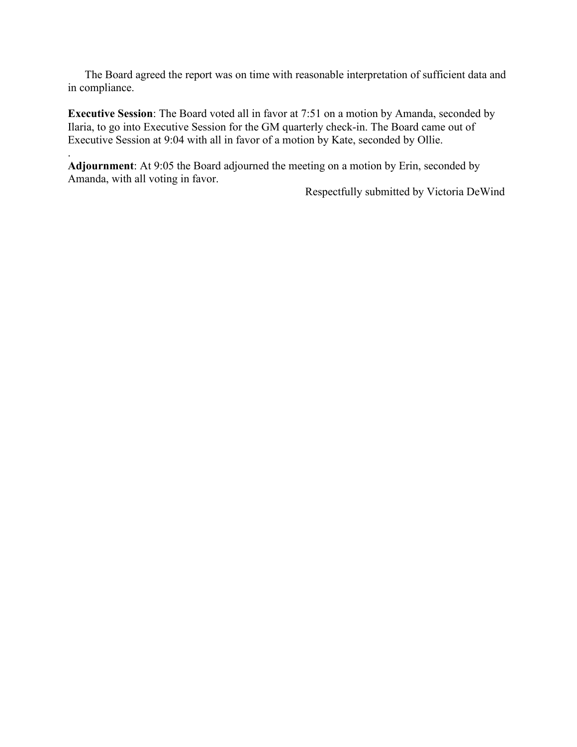The Board agreed the report was on time with reasonable interpretation of sufficient data and in compliance.

**Executive Session**: The Board voted all in favor at 7:51 on a motion by Amanda, seconded by Ilaria, to go into Executive Session for the GM quarterly check-in. The Board came out of Executive Session at 9:04 with all in favor of a motion by Kate, seconded by Ollie.

.

**Adjournment**: At 9:05 the Board adjourned the meeting on a motion by Erin, seconded by Amanda, with all voting in favor.

Respectfully submitted by Victoria DeWind